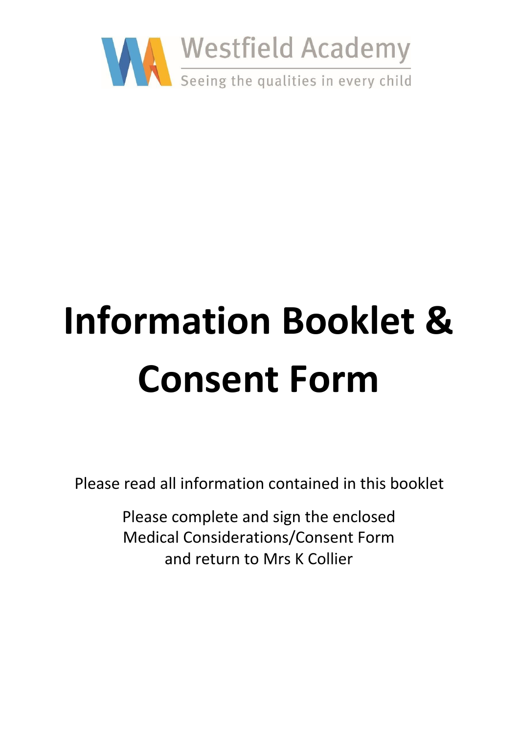Westfield Academy

Seeing the qualities in every child

# Information Booklet & Consent Form

Please read all information contained in this booklet

Please complete and sign the enclosed Medical Considerations/Consent Form and return to Mrs K Collier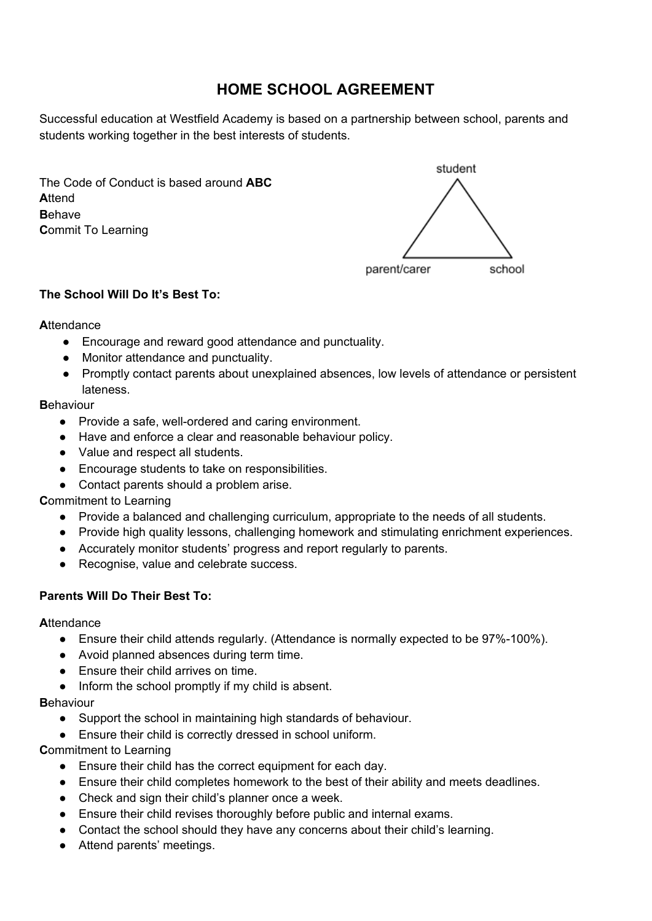# HOME SCHOOL AGREEMENT

Successful education at Westfield Academy is based on a partnership between school, parents and students working together in the best interests of students.

The Code of Conduct is based around **ABC**
**A**ttend
**B**ehave
**C**ommit To Learning

student

parent/carer school

**The School Will Do It's Best To:**

**A**ttendance

- Encourage and reward good attendance and punctuality.
- Monitor attendance and punctuality.
- Promptly contact parents about unexplained absences, low levels of attendance or persistent lateness.

**B**ehaviour

- Provide a safe, well-ordered and caring environment.
- Have and enforce a clear and reasonable behaviour policy.
- Value and respect all students.
- Encourage students to take on responsibilities.
- Contact parents should a problem arise.

**C**ommitment to Learning

- Provide a balanced and challenging curriculum, appropriate to the needs of all students.
- Provide high quality lessons, challenging homework and stimulating enrichment experiences.
- Accurately monitor students' progress and report regularly to parents.
- Recognise, value and celebrate success.

**Parents Will Do Their Best To:**

**A**ttendance

- Ensure their child attends regularly. (Attendance is normally expected to be 97%-100%).
- Avoid planned absences during term time.
- Ensure their child arrives on time.
- Inform the school promptly if my child is absent.

**B**ehaviour

- Support the school in maintaining high standards of behaviour.
- Ensure their child is correctly dressed in school uniform.

**C**ommitment to Learning

- Ensure their child has the correct equipment for each day.
- Ensure their child completes homework to the best of their ability and meets deadlines.
- Check and sign their child's planner once a week.
- Ensure their child revises thoroughly before public and internal exams.
- Contact the school should they have any concerns about their child's learning.
- Attend parents' meetings.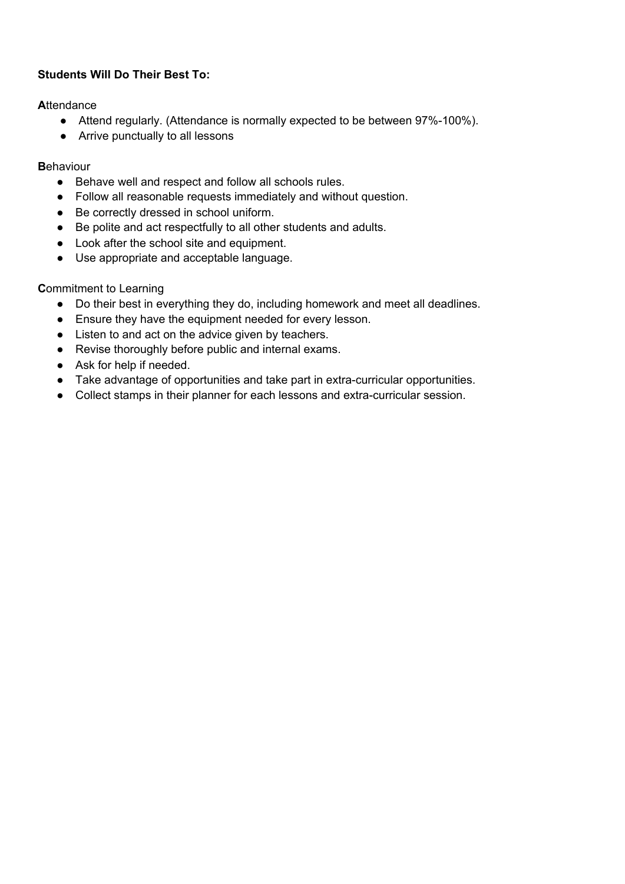**Students Will Do Their Best To:**

**A**ttendance

- Attend regularly. (Attendance is normally expected to be between 97%-100%).
- Arrive punctually to all lessons

**B**ehaviour

- Behave well and respect and follow all schools rules.
- Follow all reasonable requests immediately and without question.
- Be correctly dressed in school uniform.
- Be polite and act respectfully to all other students and adults.
- Look after the school site and equipment.
- Use appropriate and acceptable language.

**C**ommitment to Learning

- Do their best in everything they do, including homework and meet all deadlines.
- Ensure they have the equipment needed for every lesson.
- Listen to and act on the advice given by teachers.
- Revise thoroughly before public and internal exams.
- Ask for help if needed.
- Take advantage of opportunities and take part in extra-curricular opportunities.
- Collect stamps in their planner for each lessons and extra-curricular session.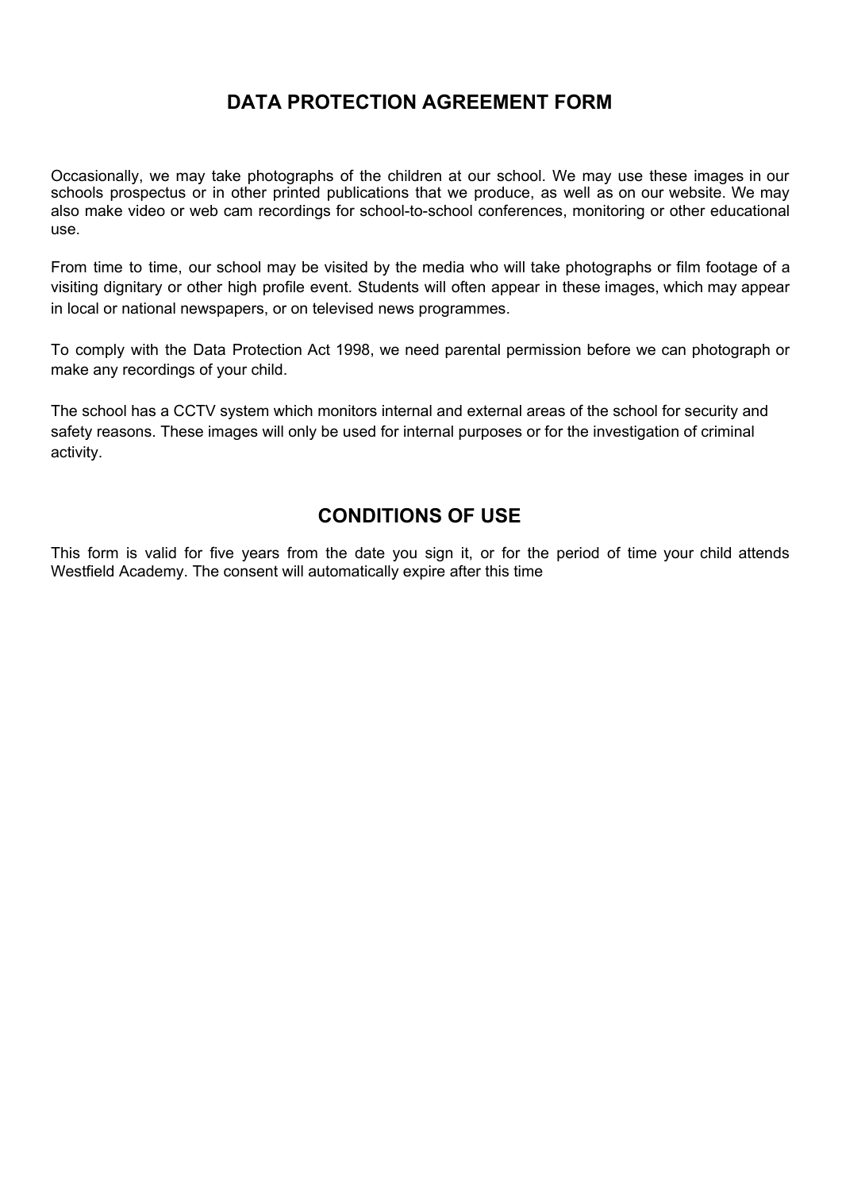## DATA PROTECTION AGREEMENT FORM

Occasionally, we may take photographs of the children at our school. We may use these images in our schools prospectus or in other printed publications that we produce, as well as on our website. We may also make video or web cam recordings for school-to-school conferences, monitoring or other educational use.

From time to time, our school may be visited by the media who will take photographs or film footage of a visiting dignitary or other high profile event. Students will often appear in these images, which may appear in local or national newspapers, or on televised news programmes.

To comply with the Data Protection Act 1998, we need parental permission before we can photograph or make any recordings of your child.

The school has a CCTV system which monitors internal and external areas of the school for security and safety reasons. These images will only be used for internal purposes or for the investigation of criminal activity.

## CONDITIONS OF USE

This form is valid for five years from the date you sign it, or for the period of time your child attends Westfield Academy. The consent will automatically expire after this time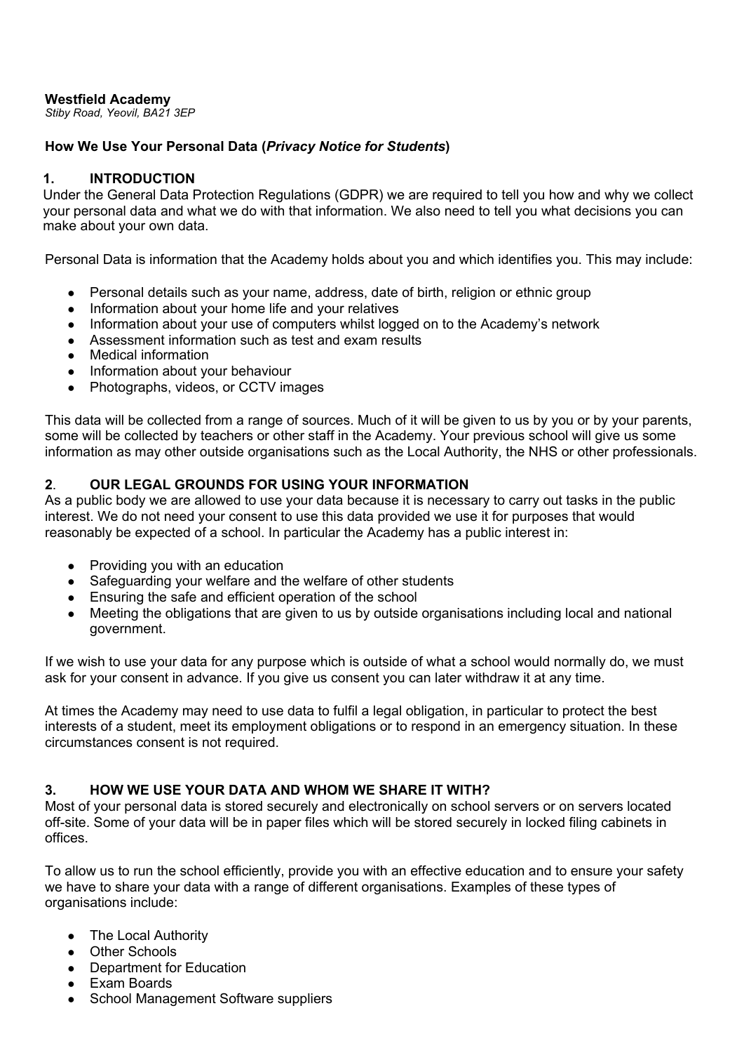**Westfield Academy**
*Stiby Road, Yeovil, BA21 3EP*

## How We Use Your Personal Data (*Privacy Notice for Students*)

### 1. INTRODUCTION

Under the General Data Protection Regulations (GDPR) we are required to tell you how and why we collect your personal data and what we do with that information. We also need to tell you what decisions you can make about your own data.

Personal Data is information that the Academy holds about you and which identifies you. This may include:

- Personal details such as your name, address, date of birth, religion or ethnic group
- Information about your home life and your relatives
- Information about your use of computers whilst logged on to the Academy's network
- Assessment information such as test and exam results
- Medical information
- Information about your behaviour
- Photographs, videos, or CCTV images

This data will be collected from a range of sources. Much of it will be given to us by you or by your parents, some will be collected by teachers or other staff in the Academy. Your previous school will give us some information as may other outside organisations such as the Local Authority, the NHS or other professionals.

### 2. OUR LEGAL GROUNDS FOR USING YOUR INFORMATION

As a public body we are allowed to use your data because it is necessary to carry out tasks in the public interest. We do not need your consent to use this data provided we use it for purposes that would reasonably be expected of a school. In particular the Academy has a public interest in:

- Providing you with an education
- Safeguarding your welfare and the welfare of other students
- Ensuring the safe and efficient operation of the school
- Meeting the obligations that are given to us by outside organisations including local and national government.

If we wish to use your data for any purpose which is outside of what a school would normally do, we must ask for your consent in advance. If you give us consent you can later withdraw it at any time.

At times the Academy may need to use data to fulfil a legal obligation, in particular to protect the best interests of a student, meet its employment obligations or to respond in an emergency situation. In these circumstances consent is not required.

### 3. HOW WE USE YOUR DATA AND WHOM WE SHARE IT WITH?

Most of your personal data is stored securely and electronically on school servers or on servers located off-site. Some of your data will be in paper files which will be stored securely in locked filing cabinets in offices.

To allow us to run the school efficiently, provide you with an effective education and to ensure your safety we have to share your data with a range of different organisations. Examples of these types of organisations include:

- The Local Authority
- Other Schools
- Department for Education
- Exam Boards
- School Management Software suppliers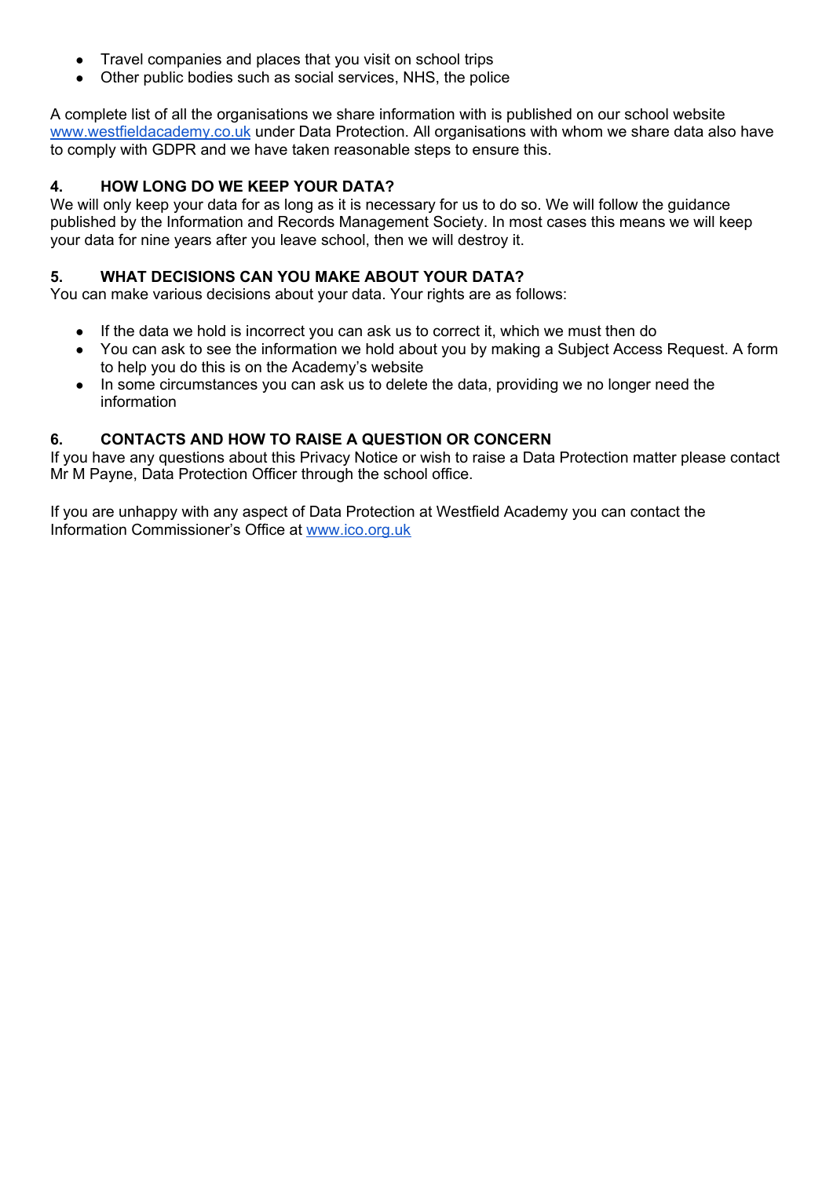- Travel companies and places that you visit on school trips
- Other public bodies such as social services, NHS, the police

A complete list of all the organisations we share information with is published on our school website [www.westfieldacademy.co.uk](http://www.westfieldacademy.co.uk) under Data Protection. All organisations with whom we share data also have to comply with GDPR and we have taken reasonable steps to ensure this.

### 4. HOW LONG DO WE KEEP YOUR DATA?

We will only keep your data for as long as it is necessary for us to do so. We will follow the guidance published by the Information and Records Management Society. In most cases this means we will keep your data for nine years after you leave school, then we will destroy it.

### 5. WHAT DECISIONS CAN YOU MAKE ABOUT YOUR DATA?

You can make various decisions about your data. Your rights are as follows:

- If the data we hold is incorrect you can ask us to correct it, which we must then do
- You can ask to see the information we hold about you by making a Subject Access Request. A form to help you do this is on the Academy's website
- In some circumstances you can ask us to delete the data, providing we no longer need the information

### 6. CONTACTS AND HOW TO RAISE A QUESTION OR CONCERN

If you have any questions about this Privacy Notice or wish to raise a Data Protection matter please contact Mr M Payne, Data Protection Officer through the school office.

If you are unhappy with any aspect of Data Protection at Westfield Academy you can contact the Information Commissioner's Office at [www.ico.org.uk](http://www.ico.org.uk)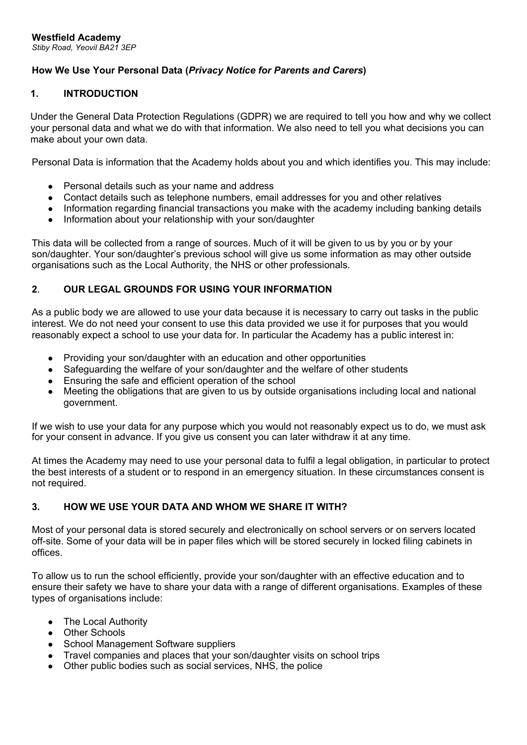**Westfield Academy**
*Stiby Road, Yeovil BA21 3EP*

## How We Use Your Personal Data (*Privacy Notice for Parents and Carers*)

### 1. INTRODUCTION

Under the General Data Protection Regulations (GDPR) we are required to tell you how and why we collect your personal data and what we do with that information. We also need to tell you what decisions you can make about your own data.

Personal Data is information that the Academy holds about you and which identifies you. This may include:

- Personal details such as your name and address
- Contact details such as telephone numbers, email addresses for you and other relatives
- Information regarding financial transactions you make with the academy including banking details
- Information about your relationship with your son/daughter

This data will be collected from a range of sources. Much of it will be given to us by you or by your son/daughter. Your son/daughter's previous school will give us some information as may other outside organisations such as the Local Authority, the NHS or other professionals.

### 2. OUR LEGAL GROUNDS FOR USING YOUR INFORMATION

As a public body we are allowed to use your data because it is necessary to carry out tasks in the public interest. We do not need your consent to use this data provided we use it for purposes that you would reasonably expect a school to use your data for. In particular the Academy has a public interest in:

- Providing your son/daughter with an education and other opportunities
- Safeguarding the welfare of your son/daughter and the welfare of other students
- Ensuring the safe and efficient operation of the school
- Meeting the obligations that are given to us by outside organisations including local and national government.

If we wish to use your data for any purpose which you would not reasonably expect us to do, we must ask for your consent in advance. If you give us consent you can later withdraw it at any time.

At times the Academy may need to use your personal data to fulfil a legal obligation, in particular to protect the best interests of a student or to respond in an emergency situation. In these circumstances consent is not required.

### 3. HOW WE USE YOUR DATA AND WHOM WE SHARE IT WITH?

Most of your personal data is stored securely and electronically on school servers or on servers located off-site. Some of your data will be in paper files which will be stored securely in locked filing cabinets in offices.

To allow us to run the school efficiently, provide your son/daughter with an effective education and to ensure their safety we have to share your data with a range of different organisations. Examples of these types of organisations include:

- The Local Authority
- Other Schools
- School Management Software suppliers
- Travel companies and places that your son/daughter visits on school trips
- Other public bodies such as social services, NHS, the police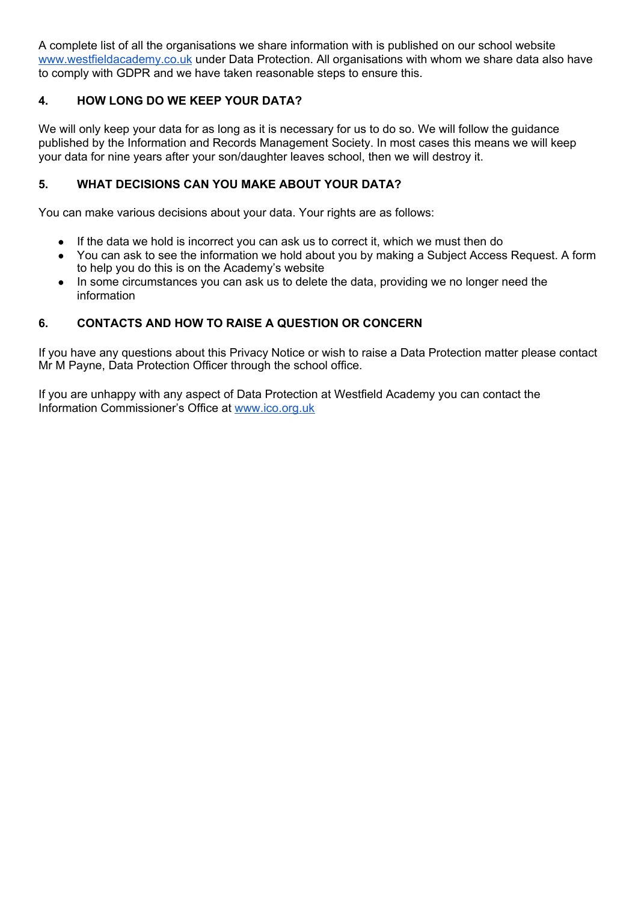A complete list of all the organisations we share information with is published on our school website [www.westfieldacademy.co.uk](http://www.westfieldacademy.co.uk) under Data Protection. All organisations with whom we share data also have to comply with GDPR and we have taken reasonable steps to ensure this.

## 4. HOW LONG DO WE KEEP YOUR DATA?

We will only keep your data for as long as it is necessary for us to do so. We will follow the guidance published by the Information and Records Management Society. In most cases this means we will keep your data for nine years after your son/daughter leaves school, then we will destroy it.

## 5. WHAT DECISIONS CAN YOU MAKE ABOUT YOUR DATA?

You can make various decisions about your data. Your rights are as follows:

- If the data we hold is incorrect you can ask us to correct it, which we must then do
- You can ask to see the information we hold about you by making a Subject Access Request. A form to help you do this is on the Academy's website
- In some circumstances you can ask us to delete the data, providing we no longer need the information

## 6. CONTACTS AND HOW TO RAISE A QUESTION OR CONCERN

If you have any questions about this Privacy Notice or wish to raise a Data Protection matter please contact Mr M Payne, Data Protection Officer through the school office.

If you are unhappy with any aspect of Data Protection at Westfield Academy you can contact the Information Commissioner's Office at [www.ico.org.uk](http://www.ico.org.uk)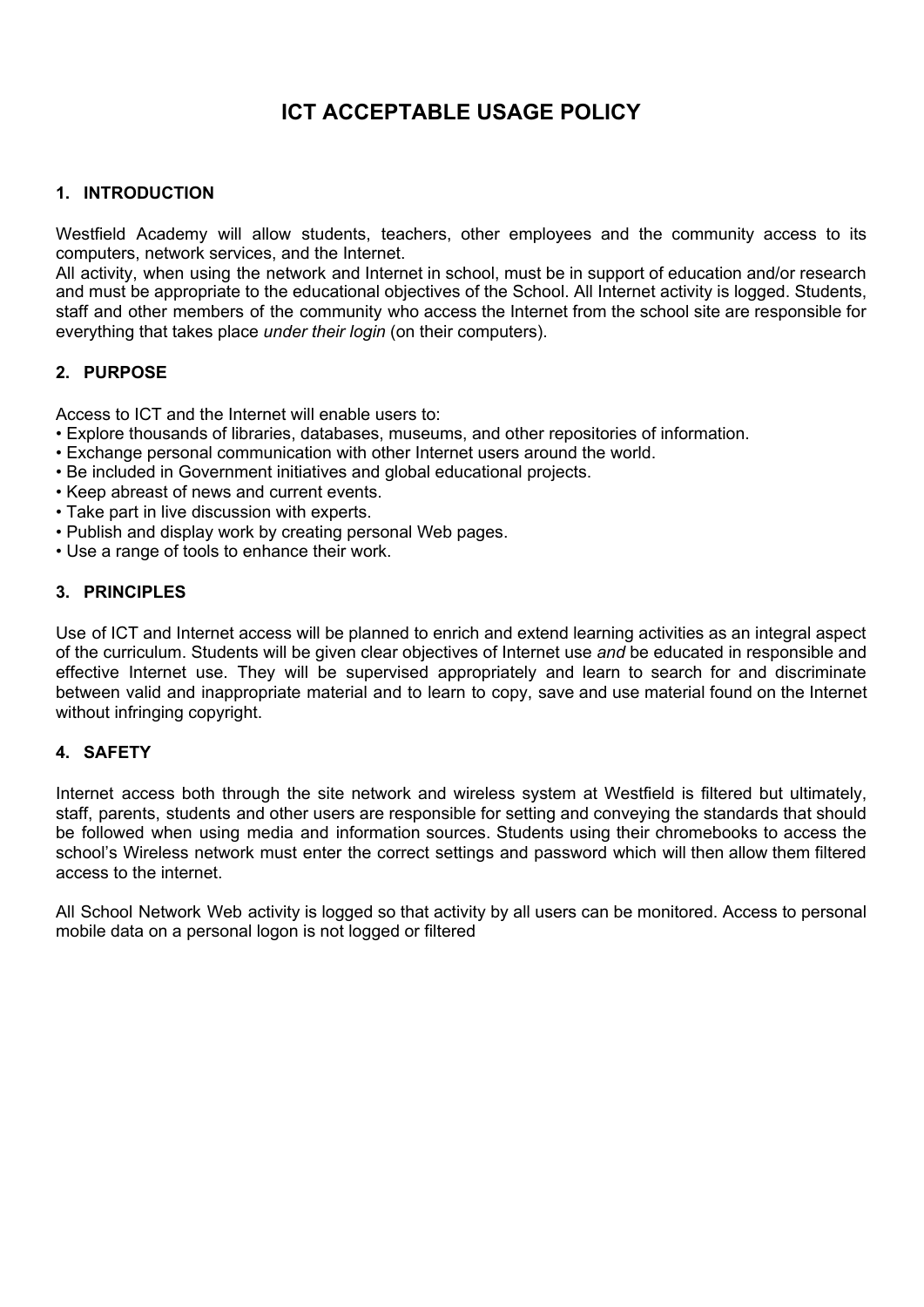# ICT ACCEPTABLE USAGE POLICY

## 1. INTRODUCTION

Westfield Academy will allow students, teachers, other employees and the community access to its computers, network services, and the Internet.
All activity, when using the network and Internet in school, must be in support of education and/or research and must be appropriate to the educational objectives of the School. All Internet activity is logged. Students, staff and other members of the community who access the Internet from the school site are responsible for everything that takes place *under their login* (on their computers).

## 2. PURPOSE

Access to ICT and the Internet will enable users to:

- Explore thousands of libraries, databases, museums, and other repositories of information.
- Exchange personal communication with other Internet users around the world.
- Be included in Government initiatives and global educational projects.
- Keep abreast of news and current events.
- Take part in live discussion with experts.
- Publish and display work by creating personal Web pages.
- Use a range of tools to enhance their work.

## 3. PRINCIPLES

Use of ICT and Internet access will be planned to enrich and extend learning activities as an integral aspect of the curriculum. Students will be given clear objectives of Internet use *and* be educated in responsible and effective Internet use. They will be supervised appropriately and learn to search for and discriminate between valid and inappropriate material and to learn to copy, save and use material found on the Internet without infringing copyright.

## 4. SAFETY

Internet access both through the site network and wireless system at Westfield is filtered but ultimately, staff, parents, students and other users are responsible for setting and conveying the standards that should be followed when using media and information sources. Students using their chromebooks to access the school's Wireless network must enter the correct settings and password which will then allow them filtered access to the internet.

All School Network Web activity is logged so that activity by all users can be monitored. Access to personal mobile data on a personal logon is not logged or filtered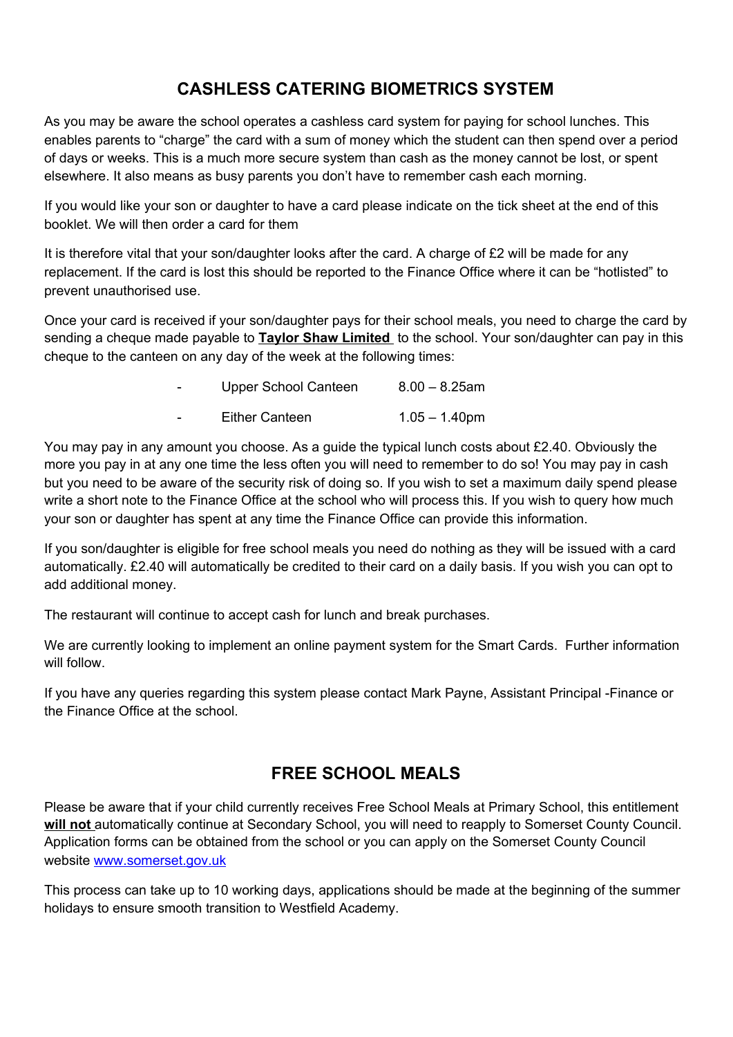## CASHLESS CATERING BIOMETRICS SYSTEM

As you may be aware the school operates a cashless card system for paying for school lunches. This enables parents to "charge" the card with a sum of money which the student can then spend over a period of days or weeks. This is a much more secure system than cash as the money cannot be lost, or spent elsewhere. It also means as busy parents you don't have to remember cash each morning.

If you would like your son or daughter to have a card please indicate on the tick sheet at the end of this booklet. We will then order a card for them

It is therefore vital that your son/daughter looks after the card. A charge of £2 will be made for any replacement. If the card is lost this should be reported to the Finance Office where it can be "hotlisted" to prevent unauthorised use.

Once your card is received if your son/daughter pays for their school meals, you need to charge the card by sending a cheque made payable to **Taylor Shaw Limited** to the school. Your son/daughter can pay in this cheque to the canteen on any day of the week at the following times:

- Upper School Canteen 8.00 – 8.25am
- Either Canteen 1.05 – 1.40pm

You may pay in any amount you choose. As a guide the typical lunch costs about £2.40. Obviously the more you pay in at any one time the less often you will need to remember to do so! You may pay in cash but you need to be aware of the security risk of doing so. If you wish to set a maximum daily spend please write a short note to the Finance Office at the school who will process this. If you wish to query how much your son or daughter has spent at any time the Finance Office can provide this information.

If you son/daughter is eligible for free school meals you need do nothing as they will be issued with a card automatically. £2.40 will automatically be credited to their card on a daily basis. If you wish you can opt to add additional money.

The restaurant will continue to accept cash for lunch and break purchases.

We are currently looking to implement an online payment system for the Smart Cards. Further information will follow.

If you have any queries regarding this system please contact Mark Payne, Assistant Principal -Finance or the Finance Office at the school.

## FREE SCHOOL MEALS

Please be aware that if your child currently receives Free School Meals at Primary School, this entitlement **will not** automatically continue at Secondary School, you will need to reapply to Somerset County Council. Application forms can be obtained from the school or you can apply on the Somerset County Council website www.somerset.gov.uk

This process can take up to 10 working days, applications should be made at the beginning of the summer holidays to ensure smooth transition to Westfield Academy.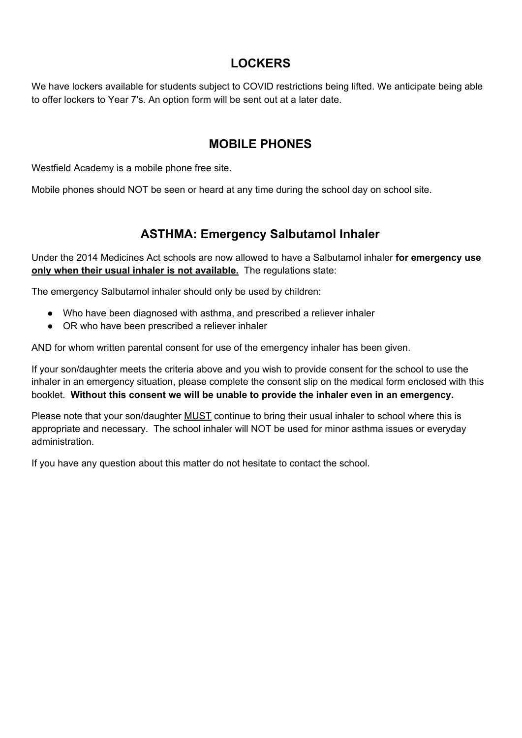## LOCKERS

We have lockers available for students subject to COVID restrictions being lifted. We anticipate being able to offer lockers to Year 7's. An option form will be sent out at a later date.

## MOBILE PHONES

Westfield Academy is a mobile phone free site.

Mobile phones should NOT be seen or heard at any time during the school day on school site.

## ASTHMA: Emergency Salbutamol Inhaler

Under the 2014 Medicines Act schools are now allowed to have a Salbutamol inhaler **<u>for emergency use only when their usual inhaler is not available.</u>** The regulations state:

The emergency Salbutamol inhaler should only be used by children:

- Who have been diagnosed with asthma, and prescribed a reliever inhaler
- OR who have been prescribed a reliever inhaler

AND for whom written parental consent for use of the emergency inhaler has been given.

If your son/daughter meets the criteria above and you wish to provide consent for the school to use the inhaler in an emergency situation, please complete the consent slip on the medical form enclosed with this booklet. **Without this consent we will be unable to provide the inhaler even in an emergency.**

Please note that your son/daughter <u>MUST</u> continue to bring their usual inhaler to school where this is appropriate and necessary. The school inhaler will NOT be used for minor asthma issues or everyday administration.

If you have any question about this matter do not hesitate to contact the school.